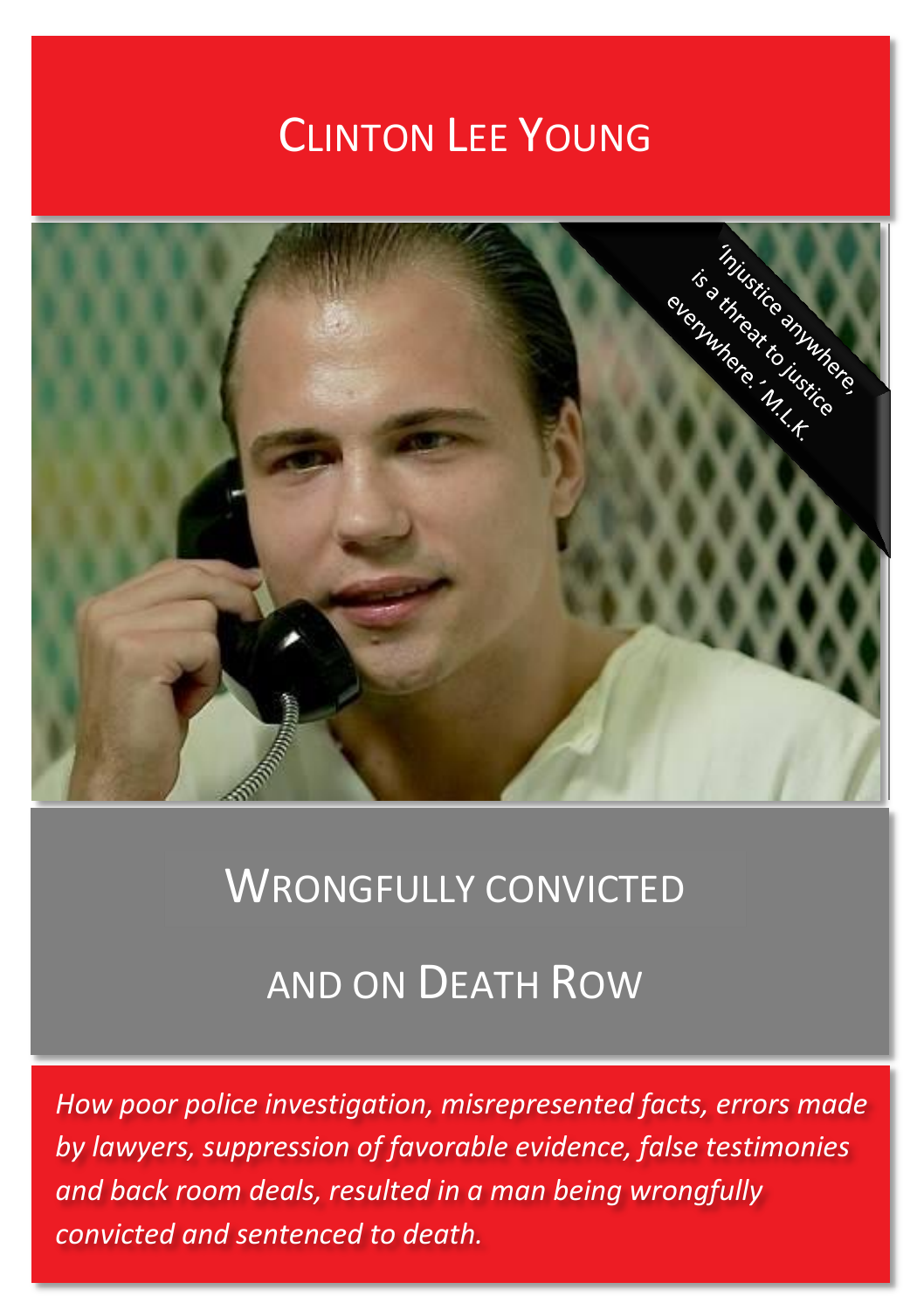# Clinton Lee Young

'Injustice anywhere, is a threat to justice everywhere.' M.L.K.

## Wrongfully convicted and on Death Row

*How poor police investigation, misrepresented facts, errors made by lawyers, suppression of favorable evidence, false testimonies and back room deals, resulted in a man being wrongfully convicted and sentenced to death.*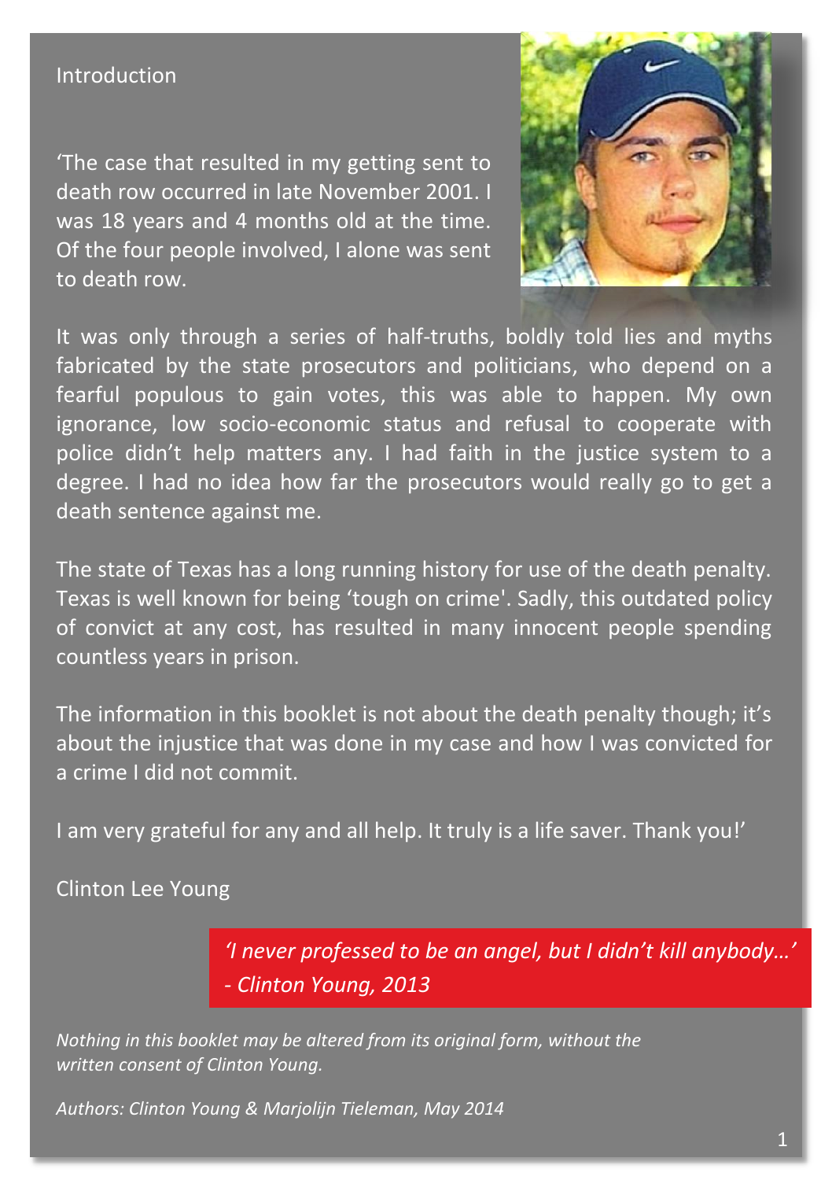## Introduction

'The case that resulted in my getting sent to death row occurred in late November 2001. I was 18 years and 4 months old at the time. Of the four people involved, I alone was sent to death row.

It was only through a series of half-truths, boldly told lies and myths fabricated by the state prosecutors and politicians, who depend on a fearful populous to gain votes, this was able to happen. My own ignorance, low socio-economic status and refusal to cooperate with police didn't help matters any. I had faith in the justice system to a degree. I had no idea how far the prosecutors would really go to get a death sentence against me.

The state of Texas has a long running history for use of the death penalty. Texas is well known for being 'tough on crime'. Sadly, this outdated policy of convict at any cost, has resulted in many innocent people spending countless years in prison.

The information in this booklet is not about the death penalty though; it's about the injustice that was done in my case and how I was convicted for a crime I did not commit.

I am very grateful for any and all help. It truly is a life saver. Thank you!'

Clinton Lee Young

> *'I never professed to be an angel, but I didn't kill anybody…'*
> *- Clinton Young, 2013*

*Nothing in this booklet may be altered from its original form, without the written consent of Clinton Young.*

*Authors: Clinton Young & Marjolijn Tieleman, May 2014*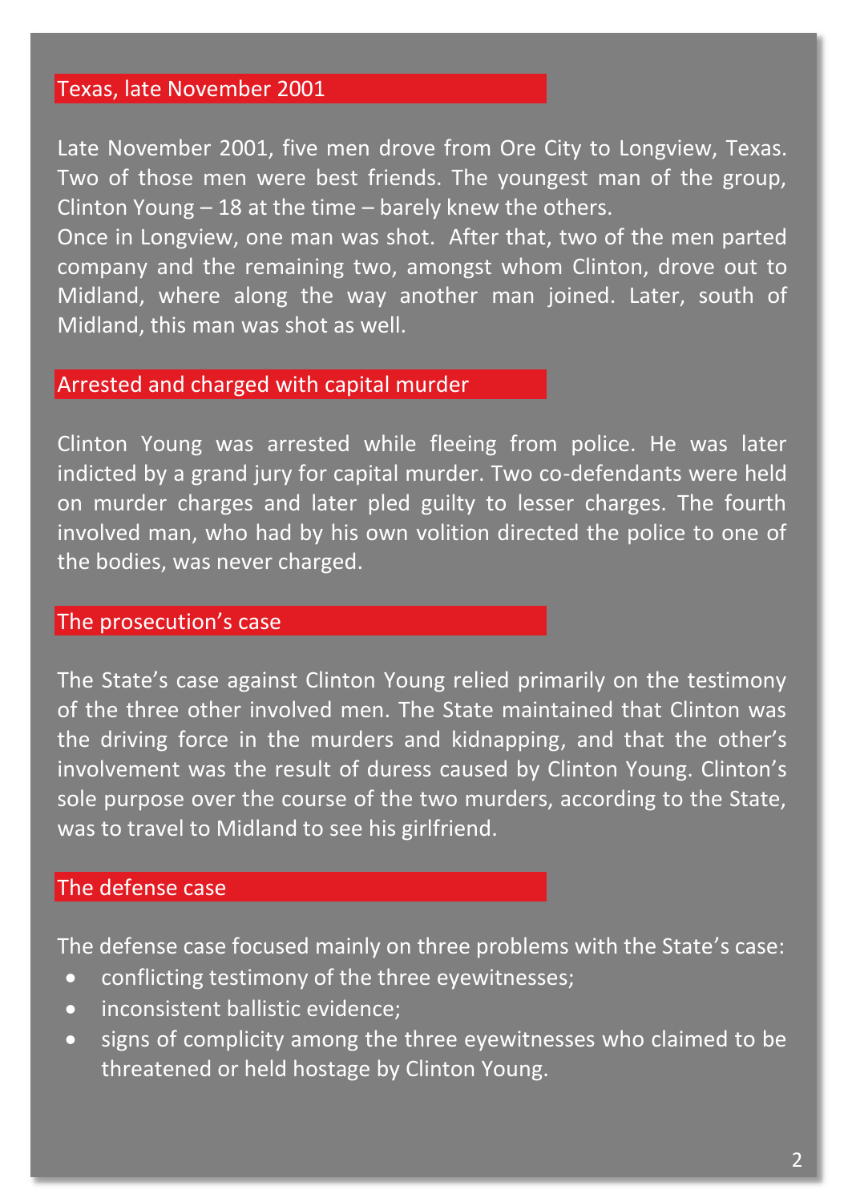## Texas, late November 2001

Late November 2001, five men drove from Ore City to Longview, Texas. Two of those men were best friends. The youngest man of the group, Clinton Young – 18 at the time – barely knew the others.
Once in Longview, one man was shot. After that, two of the men parted company and the remaining two, amongst whom Clinton, drove out to Midland, where along the way another man joined. Later, south of Midland, this man was shot as well.

## Arrested and charged with capital murder

Clinton Young was arrested while fleeing from police. He was later indicted by a grand jury for capital murder. Two co-defendants were held on murder charges and later pled guilty to lesser charges. The fourth involved man, who had by his own volition directed the police to one of the bodies, was never charged.

## The prosecution's case

The State's case against Clinton Young relied primarily on the testimony of the three other involved men. The State maintained that Clinton was the driving force in the murders and kidnapping, and that the other's involvement was the result of duress caused by Clinton Young. Clinton's sole purpose over the course of the two murders, according to the State, was to travel to Midland to see his girlfriend.

## The defense case

The defense case focused mainly on three problems with the State's case:

- conflicting testimony of the three eyewitnesses;
- inconsistent ballistic evidence;
- signs of complicity among the three eyewitnesses who claimed to be threatened or held hostage by Clinton Young.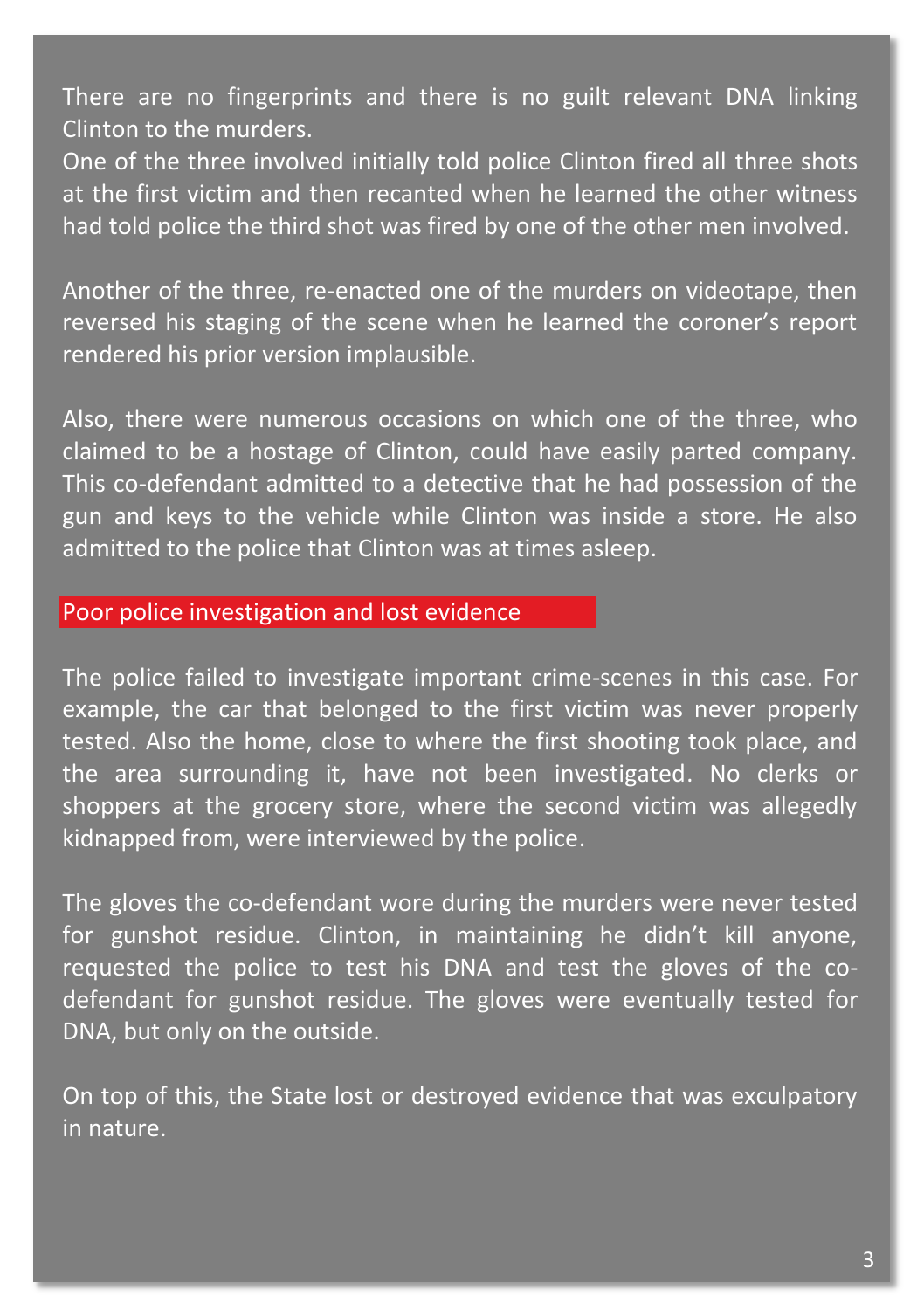There are no fingerprints and there is no guilt relevant DNA linking Clinton to the murders.
One of the three involved initially told police Clinton fired all three shots at the first victim and then recanted when he learned the other witness had told police the third shot was fired by one of the other men involved.

Another of the three, re-enacted one of the murders on videotape, then reversed his staging of the scene when he learned the coroner's report rendered his prior version implausible.

Also, there were numerous occasions on which one of the three, who claimed to be a hostage of Clinton, could have easily parted company. This co-defendant admitted to a detective that he had possession of the gun and keys to the vehicle while Clinton was inside a store. He also admitted to the police that Clinton was at times asleep.

## Poor police investigation and lost evidence

The police failed to investigate important crime-scenes in this case. For example, the car that belonged to the first victim was never properly tested. Also the home, close to where the first shooting took place, and the area surrounding it, have not been investigated. No clerks or shoppers at the grocery store, where the second victim was allegedly kidnapped from, were interviewed by the police.

The gloves the co-defendant wore during the murders were never tested for gunshot residue. Clinton, in maintaining he didn't kill anyone, requested the police to test his DNA and test the gloves of the co-defendant for gunshot residue. The gloves were eventually tested for DNA, but only on the outside.

On top of this, the State lost or destroyed evidence that was exculpatory in nature.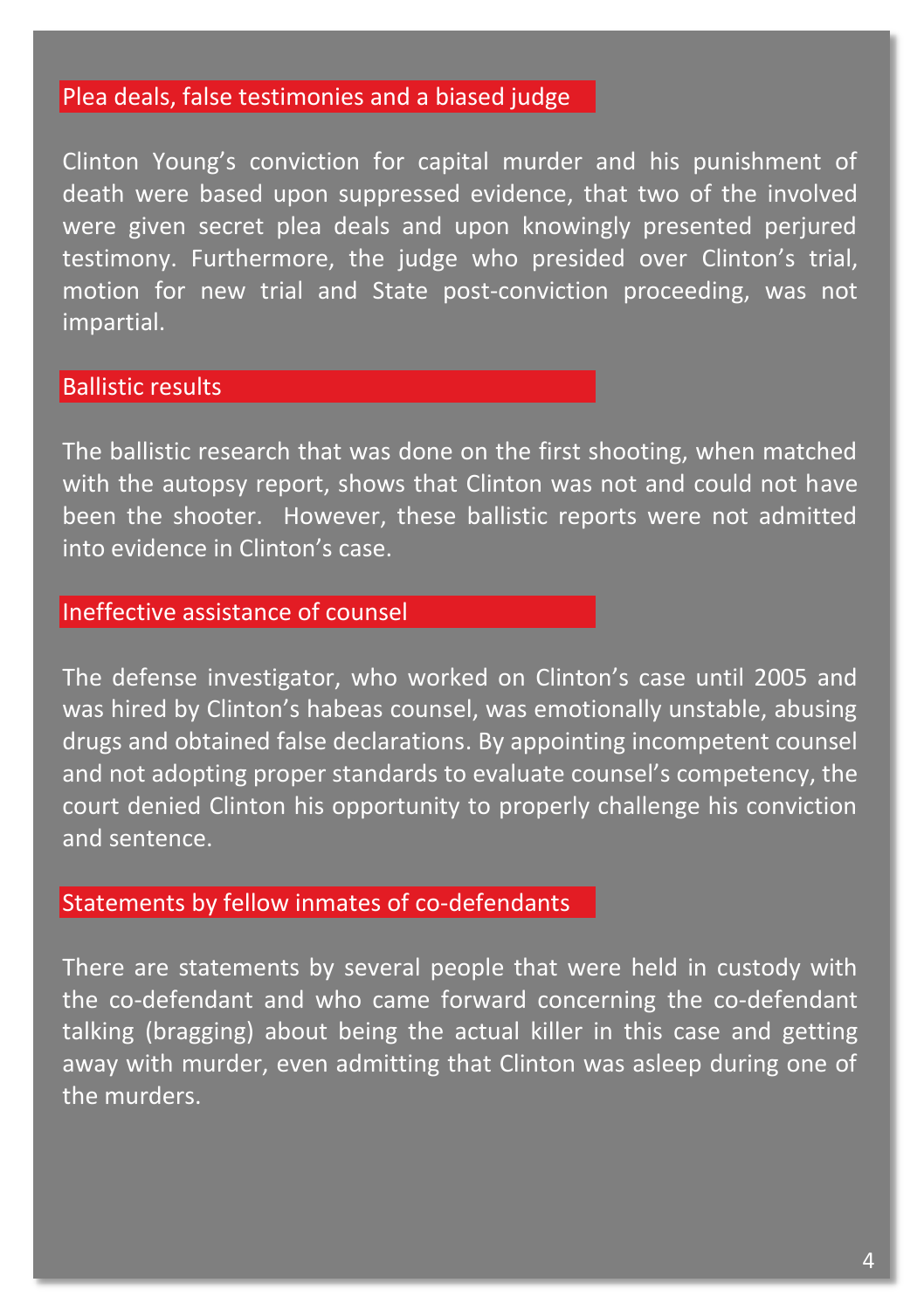## Plea deals, false testimonies and a biased judge

Clinton Young's conviction for capital murder and his punishment of death were based upon suppressed evidence, that two of the involved were given secret plea deals and upon knowingly presented perjured testimony. Furthermore, the judge who presided over Clinton's trial, motion for new trial and State post-conviction proceeding, was not impartial.

## Ballistic results

The ballistic research that was done on the first shooting, when matched with the autopsy report, shows that Clinton was not and could not have been the shooter. However, these ballistic reports were not admitted into evidence in Clinton's case.

## Ineffective assistance of counsel

The defense investigator, who worked on Clinton's case until 2005 and was hired by Clinton's habeas counsel, was emotionally unstable, abusing drugs and obtained false declarations. By appointing incompetent counsel and not adopting proper standards to evaluate counsel's competency, the court denied Clinton his opportunity to properly challenge his conviction and sentence.

## Statements by fellow inmates of co-defendants

There are statements by several people that were held in custody with the co-defendant and who came forward concerning the co-defendant talking (bragging) about being the actual killer in this case and getting away with murder, even admitting that Clinton was asleep during one of the murders.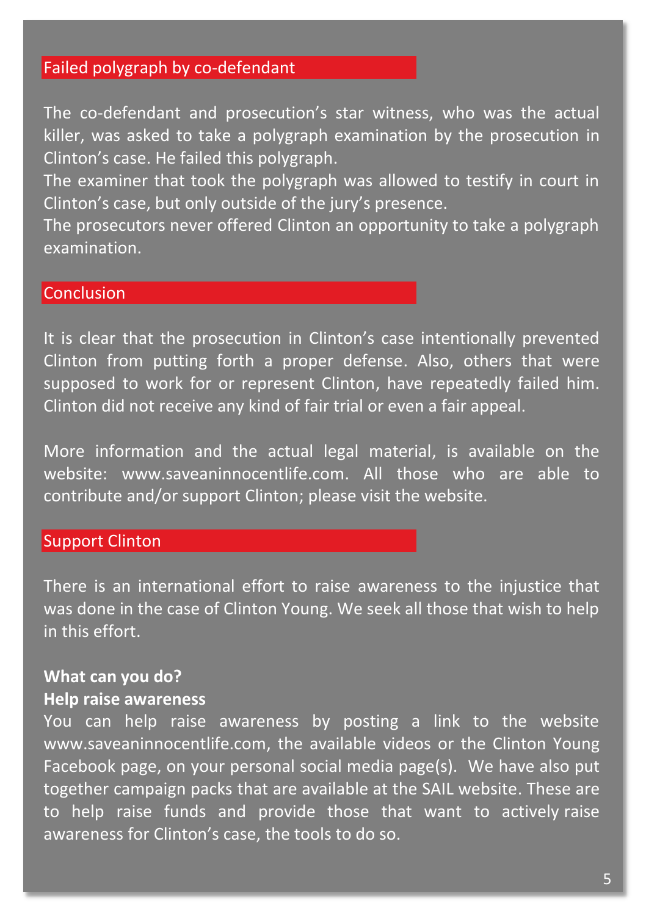## Failed polygraph by co-defendant

The co-defendant and prosecution's star witness, who was the actual killer, was asked to take a polygraph examination by the prosecution in Clinton's case. He failed this polygraph.
The examiner that took the polygraph was allowed to testify in court in Clinton's case, but only outside of the jury's presence.
The prosecutors never offered Clinton an opportunity to take a polygraph examination.

## Conclusion

It is clear that the prosecution in Clinton's case intentionally prevented Clinton from putting forth a proper defense. Also, others that were supposed to work for or represent Clinton, have repeatedly failed him. Clinton did not receive any kind of fair trial or even a fair appeal.

More information and the actual legal material, is available on the website: www.saveaninnocentlife.com. All those who are able to contribute and/or support Clinton; please visit the website.

## Support Clinton

There is an international effort to raise awareness to the injustice that was done in the case of Clinton Young. We seek all those that wish to help in this effort.

**What can you do?**
**Help raise awareness**
You can help raise awareness by posting a link to the website www.saveaninnocentlife.com, the available videos or the Clinton Young Facebook page, on your personal social media page(s). We have also put together campaign packs that are available at the SAIL website. These are to help raise funds and provide those that want to actively raise awareness for Clinton's case, the tools to do so.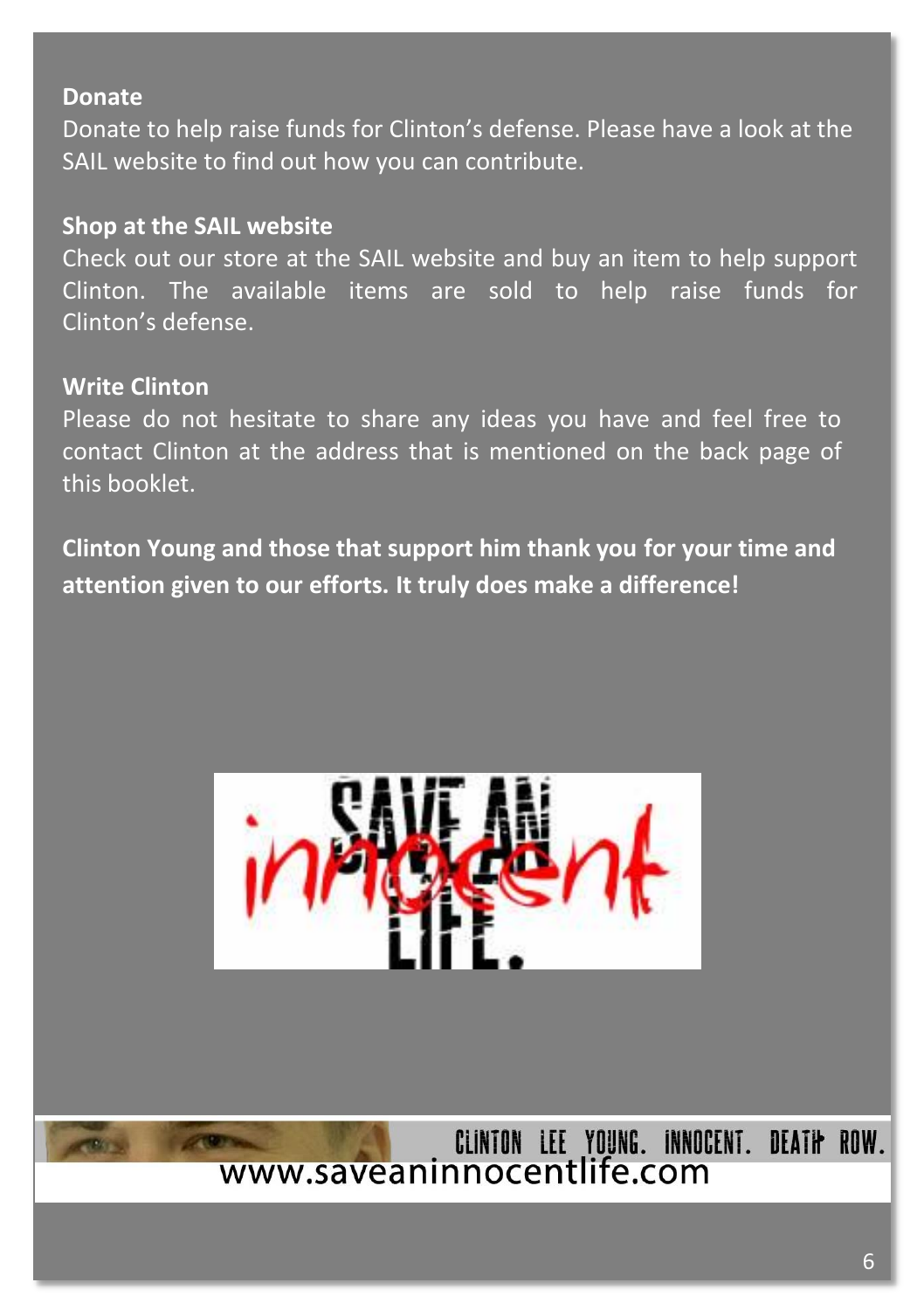**Donate**

Donate to help raise funds for Clinton's defense. Please have a look at the SAIL website to find out how you can contribute.

**Shop at the SAIL website**

Check out our store at the SAIL website and buy an item to help support Clinton. The available items are sold to help raise funds for Clinton's defense.

**Write Clinton**

Please do not hesitate to share any ideas you have and feel free to contact Clinton at the address that is mentioned on the back page of this booklet.

**Clinton Young and those that support him thank you for your time and attention given to our efforts. It truly does make a difference!**

CLINTON LEE YOUNG. INNOCENT. DEATH ROW.

www.saveaninnocentlife.com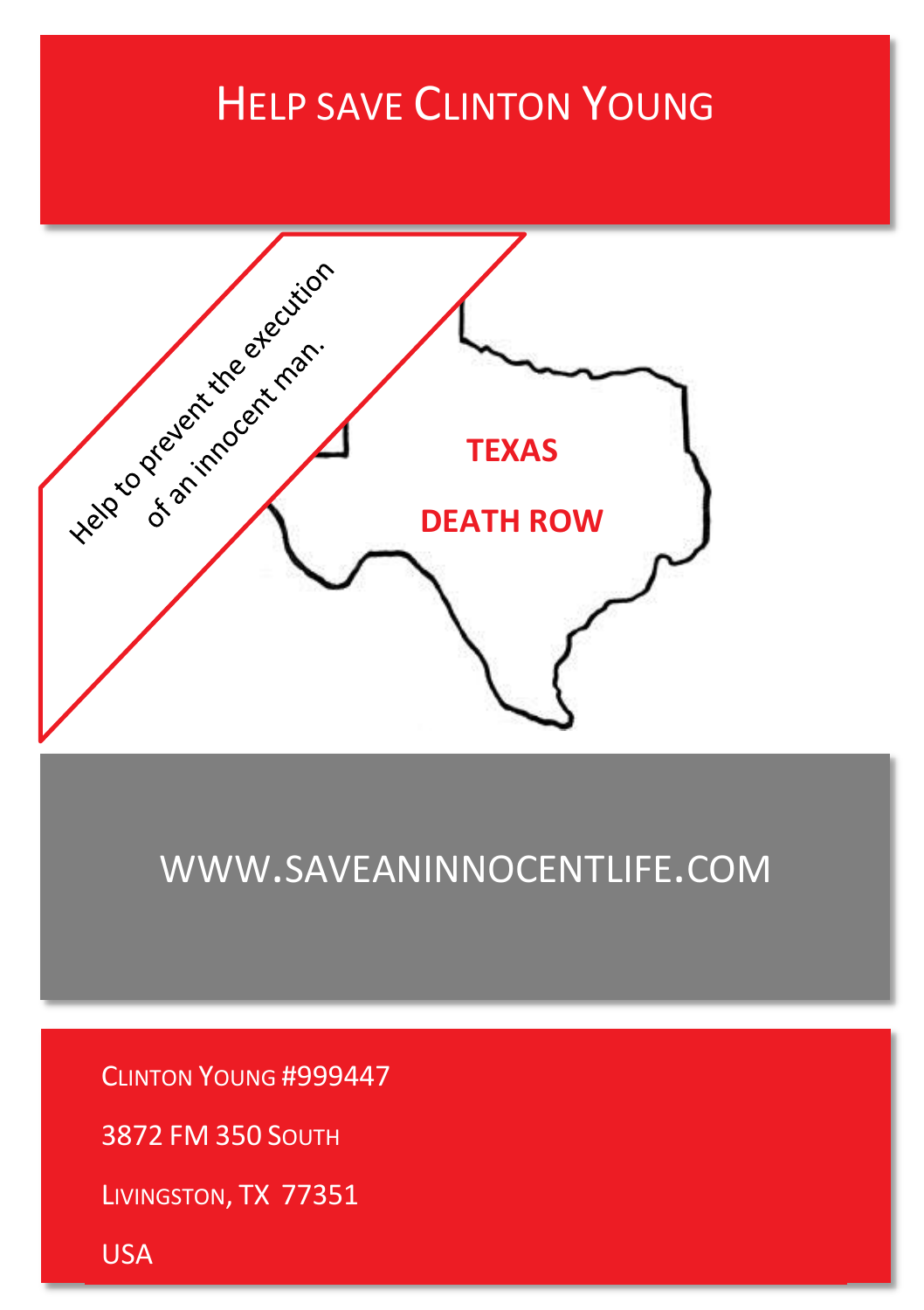# Help save Clinton Young

Help to prevent the execution of an innocent man.

**TEXAS**

**DEATH ROW**

WWW.SAVEANINNOCENTLIFE.COM

Clinton Young #999447

3872 FM 350 South

Livingston, TX 77351

USA